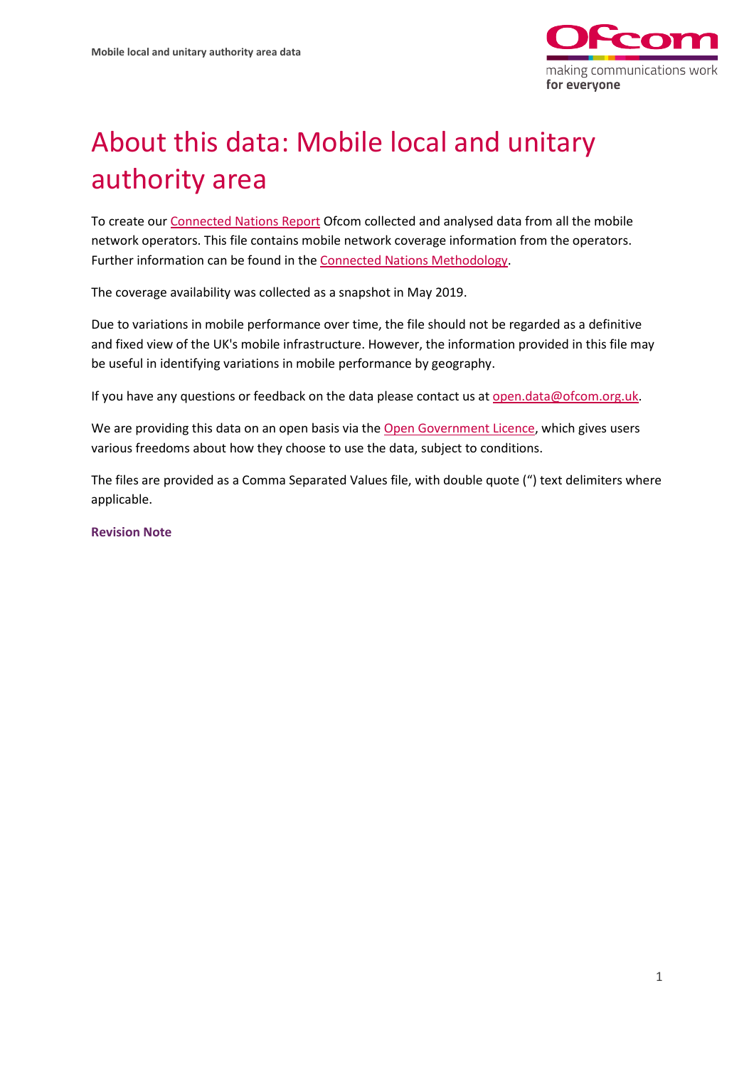# About this data: Mobile local and unitary authority area

To create our Connected Nations Report Ofcom collected and analysed data from all the mobile network operators. This file contains mobile network coverage information from the operators. Further information can be found in the Connected Nations Methodology.

The coverage availability was collected as a snapshot in May 2019.

Due to variations in mobile performance over time, the file should not be regarded as a definitive and fixed view of the UK's mobile infrastructure. However, the information provided in this file may be useful in identifying variations in mobile performance by geography.

If you have any questions or feedback on the data please contact us at open.data@ofcom.org.uk.

We are providing this data on an open basis via the Open Government Licence, which gives users various freedoms about how they choose to use the data, subject to conditions.

The files are provided as a Comma Separated Values file, with double quote (") text delimiters where applicable.

**Revision Note**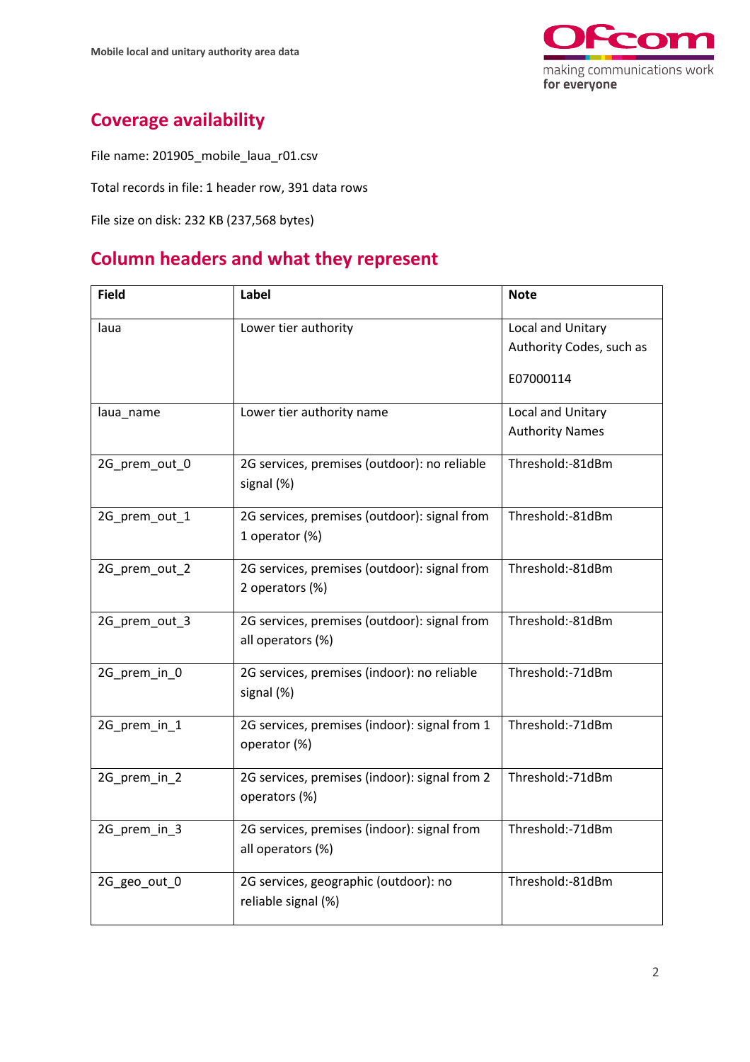## Coverage availability

File name: 201905_mobile_laua_r01.csv

Total records in file: 1 header row, 391 data rows

File size on disk: 232 KB (237,568 bytes)

## Column headers and what they represent

| Field | Label | Note |
|---|---|---|
| laua | Lower tier authority | Local and Unitary Authority Codes, such as E07000114 |
| laua_name | Lower tier authority name | Local and Unitary Authority Names |
| 2G_prem_out_0 | 2G services, premises (outdoor): no reliable signal (%) | Threshold:-81dBm |
| 2G_prem_out_1 | 2G services, premises (outdoor): signal from 1 operator (%) | Threshold:-81dBm |
| 2G_prem_out_2 | 2G services, premises (outdoor): signal from 2 operators (%) | Threshold:-81dBm |
| 2G_prem_out_3 | 2G services, premises (outdoor): signal from all operators (%) | Threshold:-81dBm |
| 2G_prem_in_0 | 2G services, premises (indoor): no reliable signal (%) | Threshold:-71dBm |
| 2G_prem_in_1 | 2G services, premises (indoor): signal from 1 operator (%) | Threshold:-71dBm |
| 2G_prem_in_2 | 2G services, premises (indoor): signal from 2 operators (%) | Threshold:-71dBm |
| 2G_prem_in_3 | 2G services, premises (indoor): signal from all operators (%) | Threshold:-71dBm |
| 2G_geo_out_0 | 2G services, geographic (outdoor): no reliable signal (%) | Threshold:-81dBm |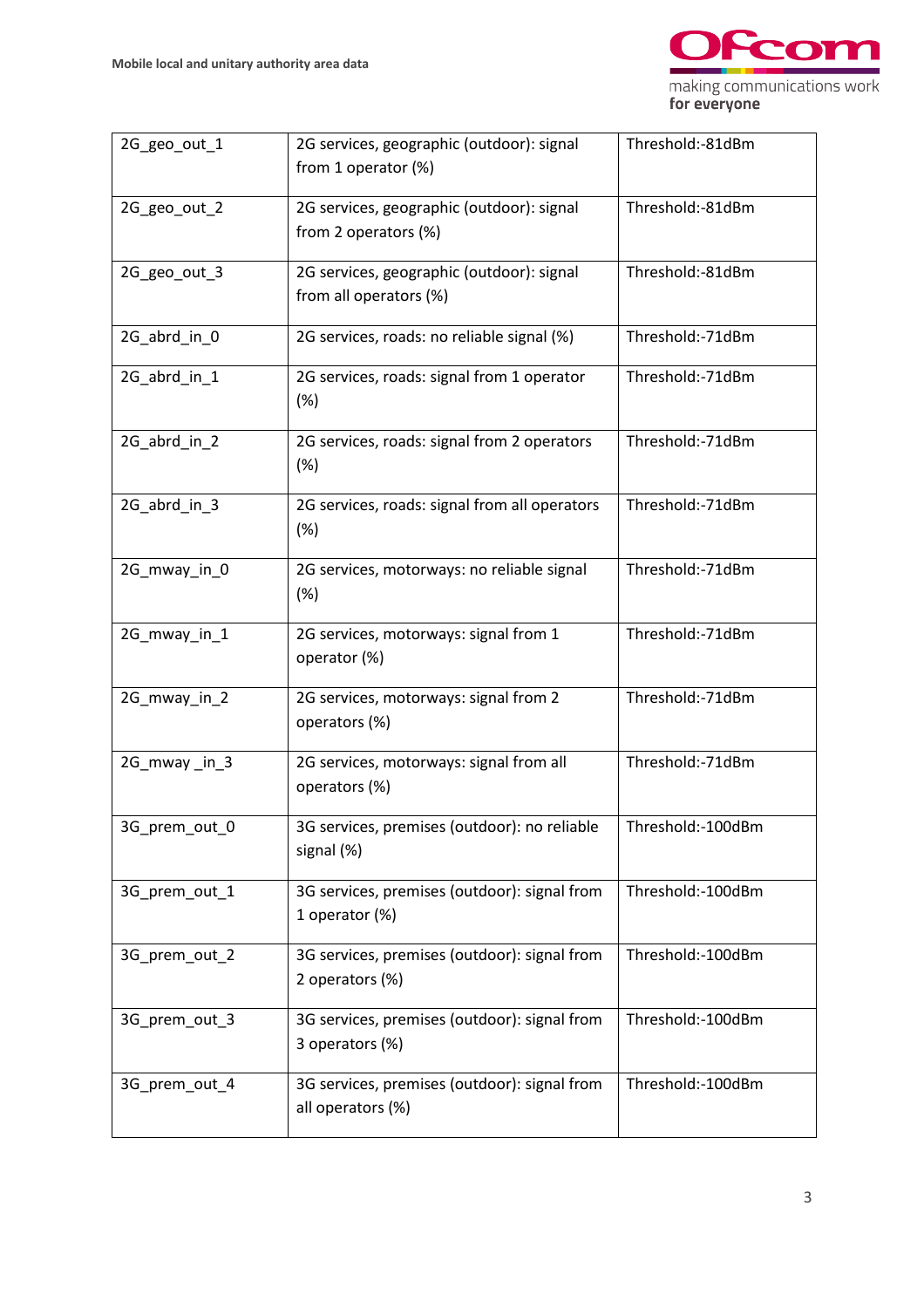| | | |
|---|---|---|
| 2G_geo_out_1 | 2G services, geographic (outdoor): signal from 1 operator (%) | Threshold:-81dBm |
| 2G_geo_out_2 | 2G services, geographic (outdoor): signal from 2 operators (%) | Threshold:-81dBm |
| 2G_geo_out_3 | 2G services, geographic (outdoor): signal from all operators (%) | Threshold:-81dBm |
| 2G_abrd_in_0 | 2G services, roads: no reliable signal (%) | Threshold:-71dBm |
| 2G_abrd_in_1 | 2G services, roads: signal from 1 operator (%) | Threshold:-71dBm |
| 2G_abrd_in_2 | 2G services, roads: signal from 2 operators (%) | Threshold:-71dBm |
| 2G_abrd_in_3 | 2G services, roads: signal from all operators (%) | Threshold:-71dBm |
| 2G_mway_in_0 | 2G services, motorways: no reliable signal (%) | Threshold:-71dBm |
| 2G_mway_in_1 | 2G services, motorways: signal from 1 operator (%) | Threshold:-71dBm |
| 2G_mway_in_2 | 2G services, motorways: signal from 2 operators (%) | Threshold:-71dBm |
| 2G_mway _in_3 | 2G services, motorways: signal from all operators (%) | Threshold:-71dBm |
| 3G_prem_out_0 | 3G services, premises (outdoor): no reliable signal (%) | Threshold:-100dBm |
| 3G_prem_out_1 | 3G services, premises (outdoor): signal from 1 operator (%) | Threshold:-100dBm |
| 3G_prem_out_2 | 3G services, premises (outdoor): signal from 2 operators (%) | Threshold:-100dBm |
| 3G_prem_out_3 | 3G services, premises (outdoor): signal from 3 operators (%) | Threshold:-100dBm |
| 3G_prem_out_4 | 3G services, premises (outdoor): signal from all operators (%) | Threshold:-100dBm |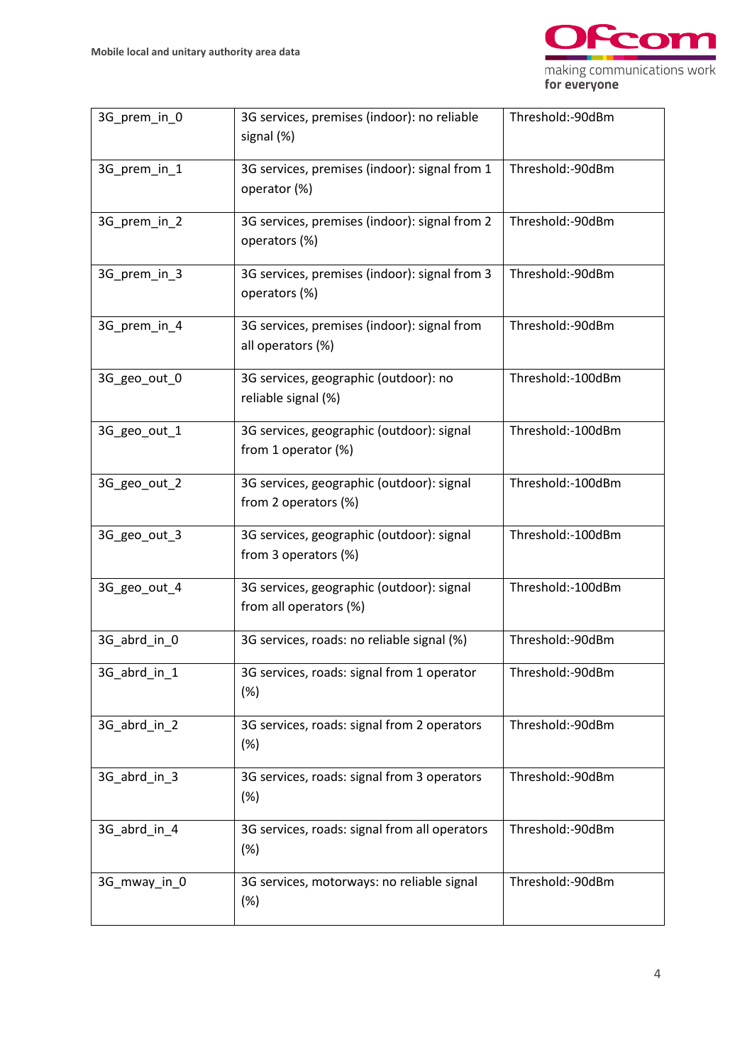| 3G_prem_in_0 | 3G services, premises (indoor): no reliable signal (%) | Threshold:-90dBm |
|---|---|---|
| 3G_prem_in_1 | 3G services, premises (indoor): signal from 1 operator (%) | Threshold:-90dBm |
| 3G_prem_in_2 | 3G services, premises (indoor): signal from 2 operators (%) | Threshold:-90dBm |
| 3G_prem_in_3 | 3G services, premises (indoor): signal from 3 operators (%) | Threshold:-90dBm |
| 3G_prem_in_4 | 3G services, premises (indoor): signal from all operators (%) | Threshold:-90dBm |
| 3G_geo_out_0 | 3G services, geographic (outdoor): no reliable signal (%) | Threshold:-100dBm |
| 3G_geo_out_1 | 3G services, geographic (outdoor): signal from 1 operator (%) | Threshold:-100dBm |
| 3G_geo_out_2 | 3G services, geographic (outdoor): signal from 2 operators (%) | Threshold:-100dBm |
| 3G_geo_out_3 | 3G services, geographic (outdoor): signal from 3 operators (%) | Threshold:-100dBm |
| 3G_geo_out_4 | 3G services, geographic (outdoor): signal from all operators (%) | Threshold:-100dBm |
| 3G_abrd_in_0 | 3G services, roads: no reliable signal (%) | Threshold:-90dBm |
| 3G_abrd_in_1 | 3G services, roads: signal from 1 operator (%) | Threshold:-90dBm |
| 3G_abrd_in_2 | 3G services, roads: signal from 2 operators (%) | Threshold:-90dBm |
| 3G_abrd_in_3 | 3G services, roads: signal from 3 operators (%) | Threshold:-90dBm |
| 3G_abrd_in_4 | 3G services, roads: signal from all operators (%) | Threshold:-90dBm |
| 3G_mway_in_0 | 3G services, motorways: no reliable signal (%) | Threshold:-90dBm |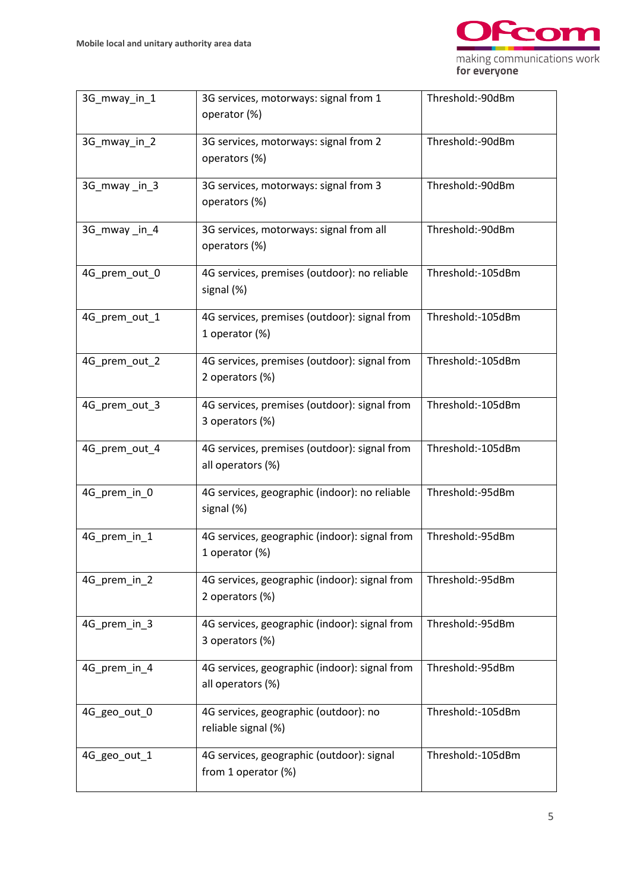| 3G_mway_in_1 | 3G services, motorways: signal from 1 operator (%) | Threshold:-90dBm |
|---|---|---|
| 3G_mway_in_2 | 3G services, motorways: signal from 2 operators (%) | Threshold:-90dBm |
| 3G_mway _in_3 | 3G services, motorways: signal from 3 operators (%) | Threshold:-90dBm |
| 3G_mway _in_4 | 3G services, motorways: signal from all operators (%) | Threshold:-90dBm |
| 4G_prem_out_0 | 4G services, premises (outdoor): no reliable signal (%) | Threshold:-105dBm |
| 4G_prem_out_1 | 4G services, premises (outdoor): signal from 1 operator (%) | Threshold:-105dBm |
| 4G_prem_out_2 | 4G services, premises (outdoor): signal from 2 operators (%) | Threshold:-105dBm |
| 4G_prem_out_3 | 4G services, premises (outdoor): signal from 3 operators (%) | Threshold:-105dBm |
| 4G_prem_out_4 | 4G services, premises (outdoor): signal from all operators (%) | Threshold:-105dBm |
| 4G_prem_in_0 | 4G services, geographic (indoor): no reliable signal (%) | Threshold:-95dBm |
| 4G_prem_in_1 | 4G services, geographic (indoor): signal from 1 operator (%) | Threshold:-95dBm |
| 4G_prem_in_2 | 4G services, geographic (indoor): signal from 2 operators (%) | Threshold:-95dBm |
| 4G_prem_in_3 | 4G services, geographic (indoor): signal from 3 operators (%) | Threshold:-95dBm |
| 4G_prem_in_4 | 4G services, geographic (indoor): signal from all operators (%) | Threshold:-95dBm |
| 4G_geo_out_0 | 4G services, geographic (outdoor): no reliable signal (%) | Threshold:-105dBm |
| 4G_geo_out_1 | 4G services, geographic (outdoor): signal from 1 operator (%) | Threshold:-105dBm |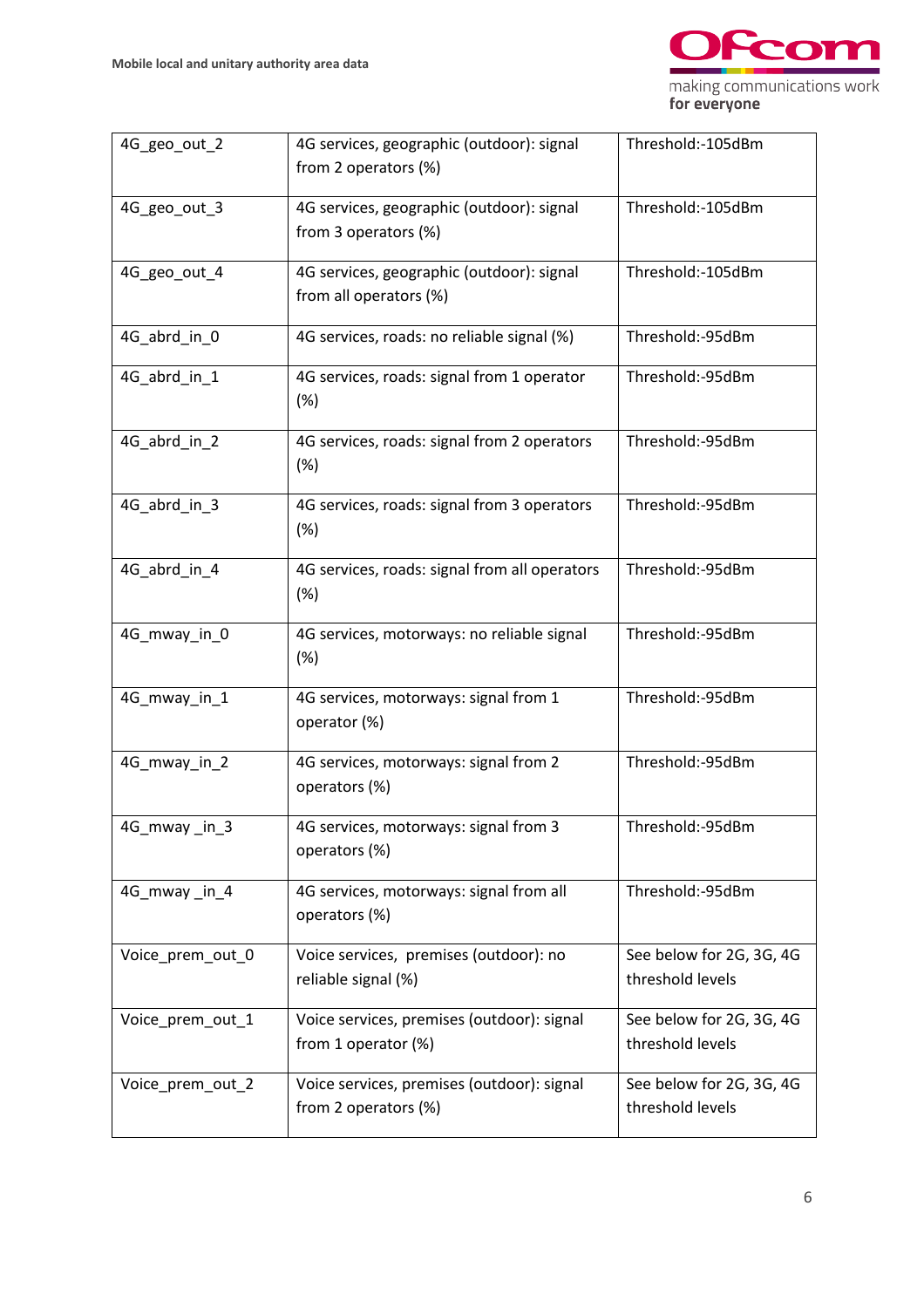| 4G_geo_out_2 | 4G services, geographic (outdoor): signal from 2 operators (%) | Threshold:-105dBm |
|---|---|---|
| 4G_geo_out_3 | 4G services, geographic (outdoor): signal from 3 operators (%) | Threshold:-105dBm |
| 4G_geo_out_4 | 4G services, geographic (outdoor): signal from all operators (%) | Threshold:-105dBm |
| 4G_abrd_in_0 | 4G services, roads: no reliable signal (%) | Threshold:-95dBm |
| 4G_abrd_in_1 | 4G services, roads: signal from 1 operator (%) | Threshold:-95dBm |
| 4G_abrd_in_2 | 4G services, roads: signal from 2 operators (%) | Threshold:-95dBm |
| 4G_abrd_in_3 | 4G services, roads: signal from 3 operators (%) | Threshold:-95dBm |
| 4G_abrd_in_4 | 4G services, roads: signal from all operators (%) | Threshold:-95dBm |
| 4G_mway_in_0 | 4G services, motorways: no reliable signal (%) | Threshold:-95dBm |
| 4G_mway_in_1 | 4G services, motorways: signal from 1 operator (%) | Threshold:-95dBm |
| 4G_mway_in_2 | 4G services, motorways: signal from 2 operators (%) | Threshold:-95dBm |
| 4G_mway _in_3 | 4G services, motorways: signal from 3 operators (%) | Threshold:-95dBm |
| 4G_mway _in_4 | 4G services, motorways: signal from all operators (%) | Threshold:-95dBm |
| Voice_prem_out_0 | Voice services, premises (outdoor): no reliable signal (%) | See below for 2G, 3G, 4G threshold levels |
| Voice_prem_out_1 | Voice services, premises (outdoor): signal from 1 operator (%) | See below for 2G, 3G, 4G threshold levels |
| Voice_prem_out_2 | Voice services, premises (outdoor): signal from 2 operators (%) | See below for 2G, 3G, 4G threshold levels |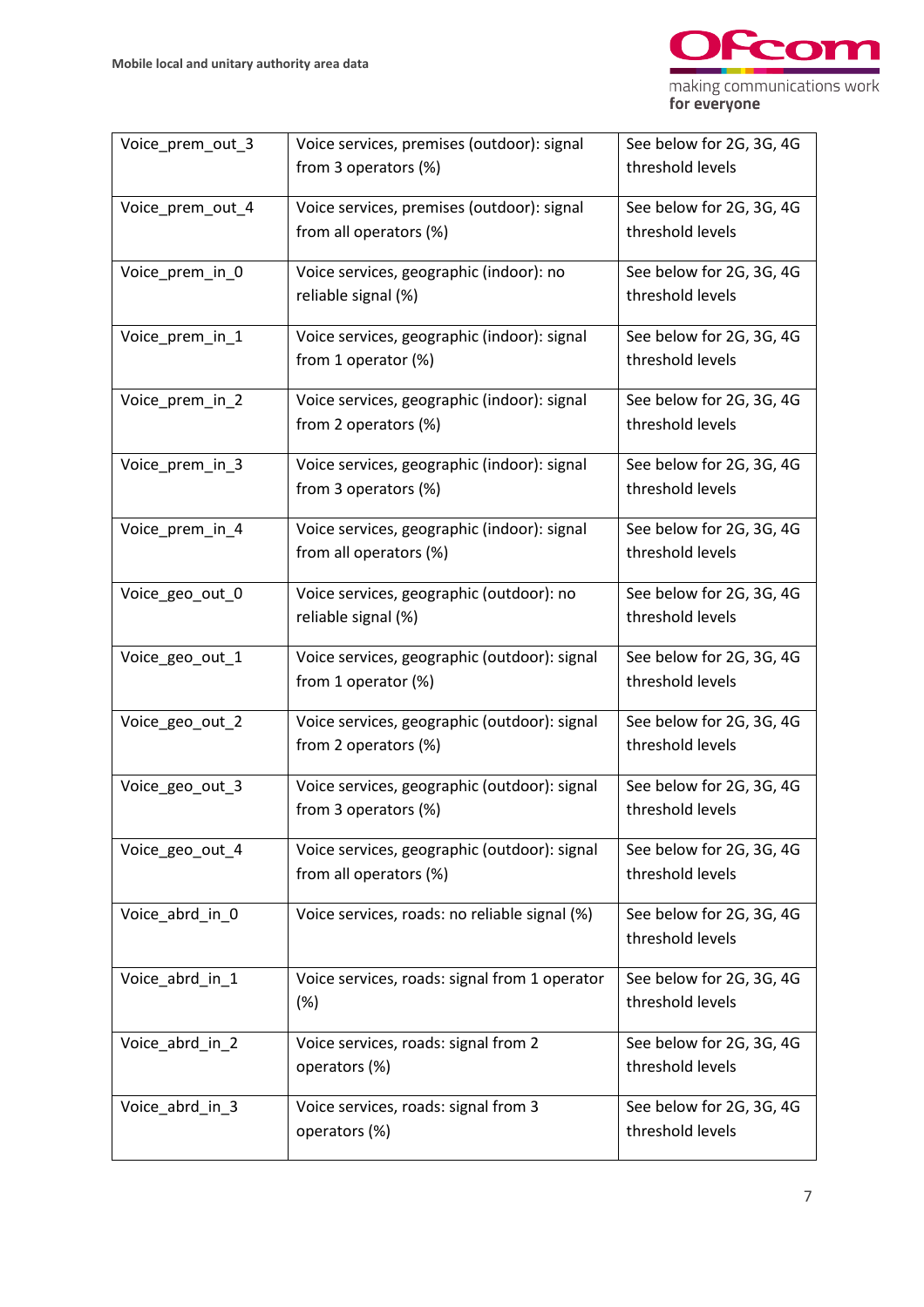| | | |
|---|---|---|
| Voice_prem_out_3 | Voice services, premises (outdoor): signal from 3 operators (%) | See below for 2G, 3G, 4G threshold levels |
| Voice_prem_out_4 | Voice services, premises (outdoor): signal from all operators (%) | See below for 2G, 3G, 4G threshold levels |
| Voice_prem_in_0 | Voice services, geographic (indoor): no reliable signal (%) | See below for 2G, 3G, 4G threshold levels |
| Voice_prem_in_1 | Voice services, geographic (indoor): signal from 1 operator (%) | See below for 2G, 3G, 4G threshold levels |
| Voice_prem_in_2 | Voice services, geographic (indoor): signal from 2 operators (%) | See below for 2G, 3G, 4G threshold levels |
| Voice_prem_in_3 | Voice services, geographic (indoor): signal from 3 operators (%) | See below for 2G, 3G, 4G threshold levels |
| Voice_prem_in_4 | Voice services, geographic (indoor): signal from all operators (%) | See below for 2G, 3G, 4G threshold levels |
| Voice_geo_out_0 | Voice services, geographic (outdoor): no reliable signal (%) | See below for 2G, 3G, 4G threshold levels |
| Voice_geo_out_1 | Voice services, geographic (outdoor): signal from 1 operator (%) | See below for 2G, 3G, 4G threshold levels |
| Voice_geo_out_2 | Voice services, geographic (outdoor): signal from 2 operators (%) | See below for 2G, 3G, 4G threshold levels |
| Voice_geo_out_3 | Voice services, geographic (outdoor): signal from 3 operators (%) | See below for 2G, 3G, 4G threshold levels |
| Voice_geo_out_4 | Voice services, geographic (outdoor): signal from all operators (%) | See below for 2G, 3G, 4G threshold levels |
| Voice_abrd_in_0 | Voice services, roads: no reliable signal (%) | See below for 2G, 3G, 4G threshold levels |
| Voice_abrd_in_1 | Voice services, roads: signal from 1 operator (%) | See below for 2G, 3G, 4G threshold levels |
| Voice_abrd_in_2 | Voice services, roads: signal from 2 operators (%) | See below for 2G, 3G, 4G threshold levels |
| Voice_abrd_in_3 | Voice services, roads: signal from 3 operators (%) | See below for 2G, 3G, 4G threshold levels |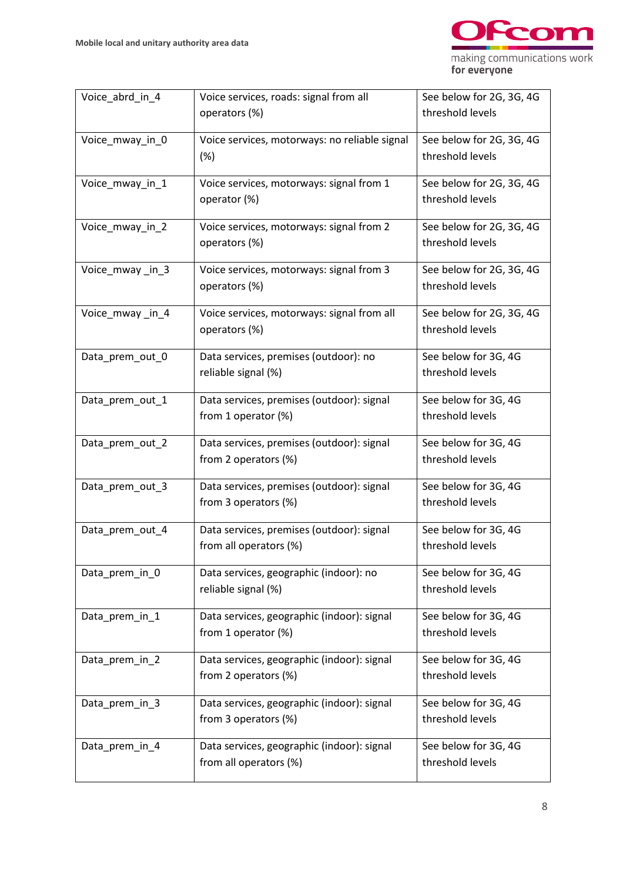| | | |
|---|---|---|
| Voice_abrd_in_4 | Voice services, roads: signal from all operators (%) | See below for 2G, 3G, 4G threshold levels |
| Voice_mway_in_0 | Voice services, motorways: no reliable signal (%) | See below for 2G, 3G, 4G threshold levels |
| Voice_mway_in_1 | Voice services, motorways: signal from 1 operator (%) | See below for 2G, 3G, 4G threshold levels |
| Voice_mway_in_2 | Voice services, motorways: signal from 2 operators (%) | See below for 2G, 3G, 4G threshold levels |
| Voice_mway _in_3 | Voice services, motorways: signal from 3 operators (%) | See below for 2G, 3G, 4G threshold levels |
| Voice_mway _in_4 | Voice services, motorways: signal from all operators (%) | See below for 2G, 3G, 4G threshold levels |
| Data_prem_out_0 | Data services, premises (outdoor): no reliable signal (%) | See below for 3G, 4G threshold levels |
| Data_prem_out_1 | Data services, premises (outdoor): signal from 1 operator (%) | See below for 3G, 4G threshold levels |
| Data_prem_out_2 | Data services, premises (outdoor): signal from 2 operators (%) | See below for 3G, 4G threshold levels |
| Data_prem_out_3 | Data services, premises (outdoor): signal from 3 operators (%) | See below for 3G, 4G threshold levels |
| Data_prem_out_4 | Data services, premises (outdoor): signal from all operators (%) | See below for 3G, 4G threshold levels |
| Data_prem_in_0 | Data services, geographic (indoor): no reliable signal (%) | See below for 3G, 4G threshold levels |
| Data_prem_in_1 | Data services, geographic (indoor): signal from 1 operator (%) | See below for 3G, 4G threshold levels |
| Data_prem_in_2 | Data services, geographic (indoor): signal from 2 operators (%) | See below for 3G, 4G threshold levels |
| Data_prem_in_3 | Data services, geographic (indoor): signal from 3 operators (%) | See below for 3G, 4G threshold levels |
| Data_prem_in_4 | Data services, geographic (indoor): signal from all operators (%) | See below for 3G, 4G threshold levels |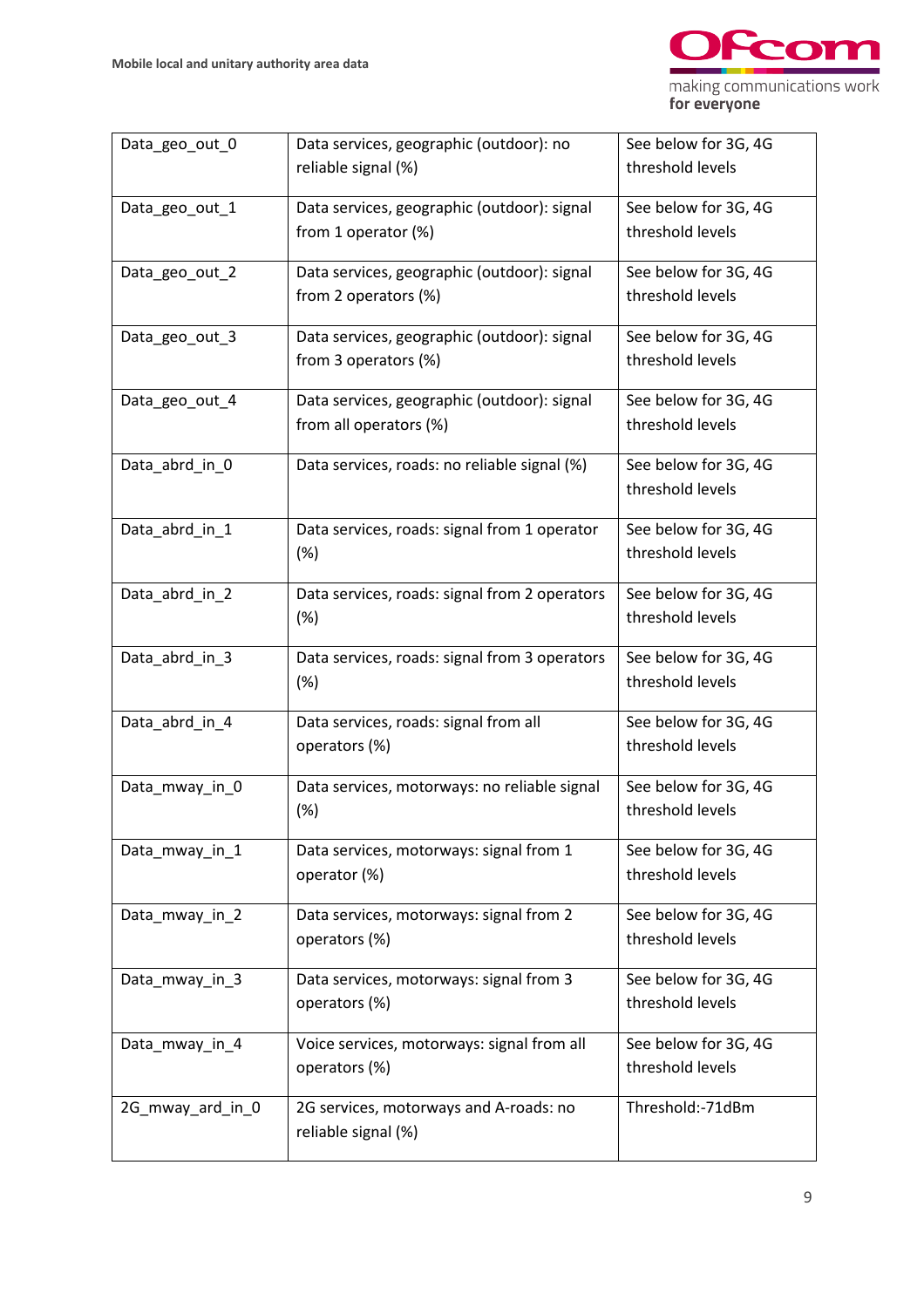| Data_geo_out_0 | Data services, geographic (outdoor): no reliable signal (%) | See below for 3G, 4G threshold levels |
|---|---|---|
| Data_geo_out_1 | Data services, geographic (outdoor): signal from 1 operator (%) | See below for 3G, 4G threshold levels |
| Data_geo_out_2 | Data services, geographic (outdoor): signal from 2 operators (%) | See below for 3G, 4G threshold levels |
| Data_geo_out_3 | Data services, geographic (outdoor): signal from 3 operators (%) | See below for 3G, 4G threshold levels |
| Data_geo_out_4 | Data services, geographic (outdoor): signal from all operators (%) | See below for 3G, 4G threshold levels |
| Data_abrd_in_0 | Data services, roads: no reliable signal (%) | See below for 3G, 4G threshold levels |
| Data_abrd_in_1 | Data services, roads: signal from 1 operator (%) | See below for 3G, 4G threshold levels |
| Data_abrd_in_2 | Data services, roads: signal from 2 operators (%) | See below for 3G, 4G threshold levels |
| Data_abrd_in_3 | Data services, roads: signal from 3 operators (%) | See below for 3G, 4G threshold levels |
| Data_abrd_in_4 | Data services, roads: signal from all operators (%) | See below for 3G, 4G threshold levels |
| Data_mway_in_0 | Data services, motorways: no reliable signal (%) | See below for 3G, 4G threshold levels |
| Data_mway_in_1 | Data services, motorways: signal from 1 operator (%) | See below for 3G, 4G threshold levels |
| Data_mway_in_2 | Data services, motorways: signal from 2 operators (%) | See below for 3G, 4G threshold levels |
| Data_mway_in_3 | Data services, motorways: signal from 3 operators (%) | See below for 3G, 4G threshold levels |
| Data_mway_in_4 | Voice services, motorways: signal from all operators (%) | See below for 3G, 4G threshold levels |
| 2G_mway_ard_in_0 | 2G services, motorways and A-roads: no reliable signal (%) | Threshold:-71dBm |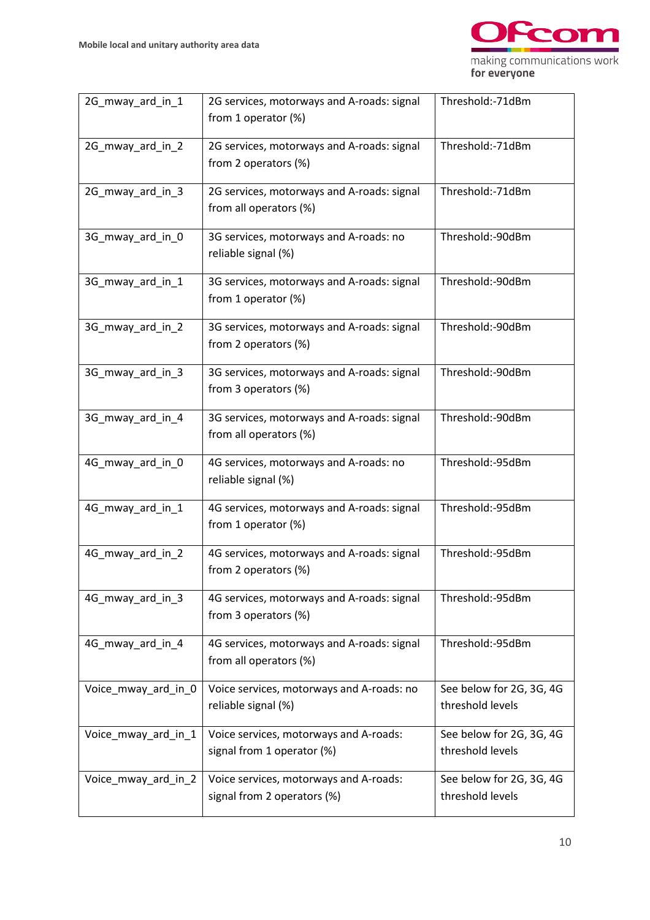| 2G_mway_ard_in_1 | 2G services, motorways and A-roads: signal from 1 operator (%) | Threshold:-71dBm |
|---|---|---|
| 2G_mway_ard_in_2 | 2G services, motorways and A-roads: signal from 2 operators (%) | Threshold:-71dBm |
| 2G_mway_ard_in_3 | 2G services, motorways and A-roads: signal from all operators (%) | Threshold:-71dBm |
| 3G_mway_ard_in_0 | 3G services, motorways and A-roads: no reliable signal (%) | Threshold:-90dBm |
| 3G_mway_ard_in_1 | 3G services, motorways and A-roads: signal from 1 operator (%) | Threshold:-90dBm |
| 3G_mway_ard_in_2 | 3G services, motorways and A-roads: signal from 2 operators (%) | Threshold:-90dBm |
| 3G_mway_ard_in_3 | 3G services, motorways and A-roads: signal from 3 operators (%) | Threshold:-90dBm |
| 3G_mway_ard_in_4 | 3G services, motorways and A-roads: signal from all operators (%) | Threshold:-90dBm |
| 4G_mway_ard_in_0 | 4G services, motorways and A-roads: no reliable signal (%) | Threshold:-95dBm |
| 4G_mway_ard_in_1 | 4G services, motorways and A-roads: signal from 1 operator (%) | Threshold:-95dBm |
| 4G_mway_ard_in_2 | 4G services, motorways and A-roads: signal from 2 operators (%) | Threshold:-95dBm |
| 4G_mway_ard_in_3 | 4G services, motorways and A-roads: signal from 3 operators (%) | Threshold:-95dBm |
| 4G_mway_ard_in_4 | 4G services, motorways and A-roads: signal from all operators (%) | Threshold:-95dBm |
| Voice_mway_ard_in_0 | Voice services, motorways and A-roads: no reliable signal (%) | See below for 2G, 3G, 4G threshold levels |
| Voice_mway_ard_in_1 | Voice services, motorways and A-roads: signal from 1 operator (%) | See below for 2G, 3G, 4G threshold levels |
| Voice_mway_ard_in_2 | Voice services, motorways and A-roads: signal from 2 operators (%) | See below for 2G, 3G, 4G threshold levels |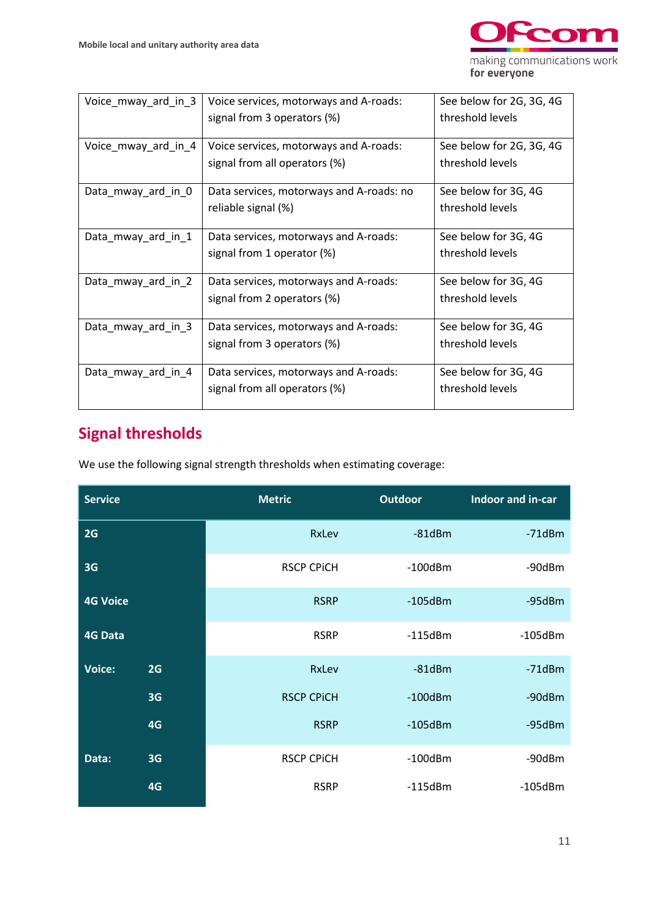| | | |
|---|---|---|
| Voice_mway_ard_in_3 | Voice services, motorways and A-roads: signal from 3 operators (%) | See below for 2G, 3G, 4G threshold levels |
| Voice_mway_ard_in_4 | Voice services, motorways and A-roads: signal from all operators (%) | See below for 2G, 3G, 4G threshold levels |
| Data_mway_ard_in_0 | Data services, motorways and A-roads: no reliable signal (%) | See below for 3G, 4G threshold levels |
| Data_mway_ard_in_1 | Data services, motorways and A-roads: signal from 1 operator (%) | See below for 3G, 4G threshold levels |
| Data_mway_ard_in_2 | Data services, motorways and A-roads: signal from 2 operators (%) | See below for 3G, 4G threshold levels |
| Data_mway_ard_in_3 | Data services, motorways and A-roads: signal from 3 operators (%) | See below for 3G, 4G threshold levels |
| Data_mway_ard_in_4 | Data services, motorways and A-roads: signal from all operators (%) | See below for 3G, 4G threshold levels |

## Signal thresholds

We use the following signal strength thresholds when estimating coverage:

| Service | | Metric | Outdoor | Indoor and in-car |
|---|---|---|---|---|
| 2G | | RxLev | -81dBm | -71dBm |
| 3G | | RSCP CPiCH | -100dBm | -90dBm |
| 4G Voice | | RSRP | -105dBm | -95dBm |
| 4G Data | | RSRP | -115dBm | -105dBm |
| Voice: | 2G | RxLev | -81dBm | -71dBm |
| | 3G | RSCP CPiCH | -100dBm | -90dBm |
| | 4G | RSRP | -105dBm | -95dBm |
| Data: | 3G | RSCP CPiCH | -100dBm | -90dBm |
| | 4G | RSRP | -115dBm | -105dBm |